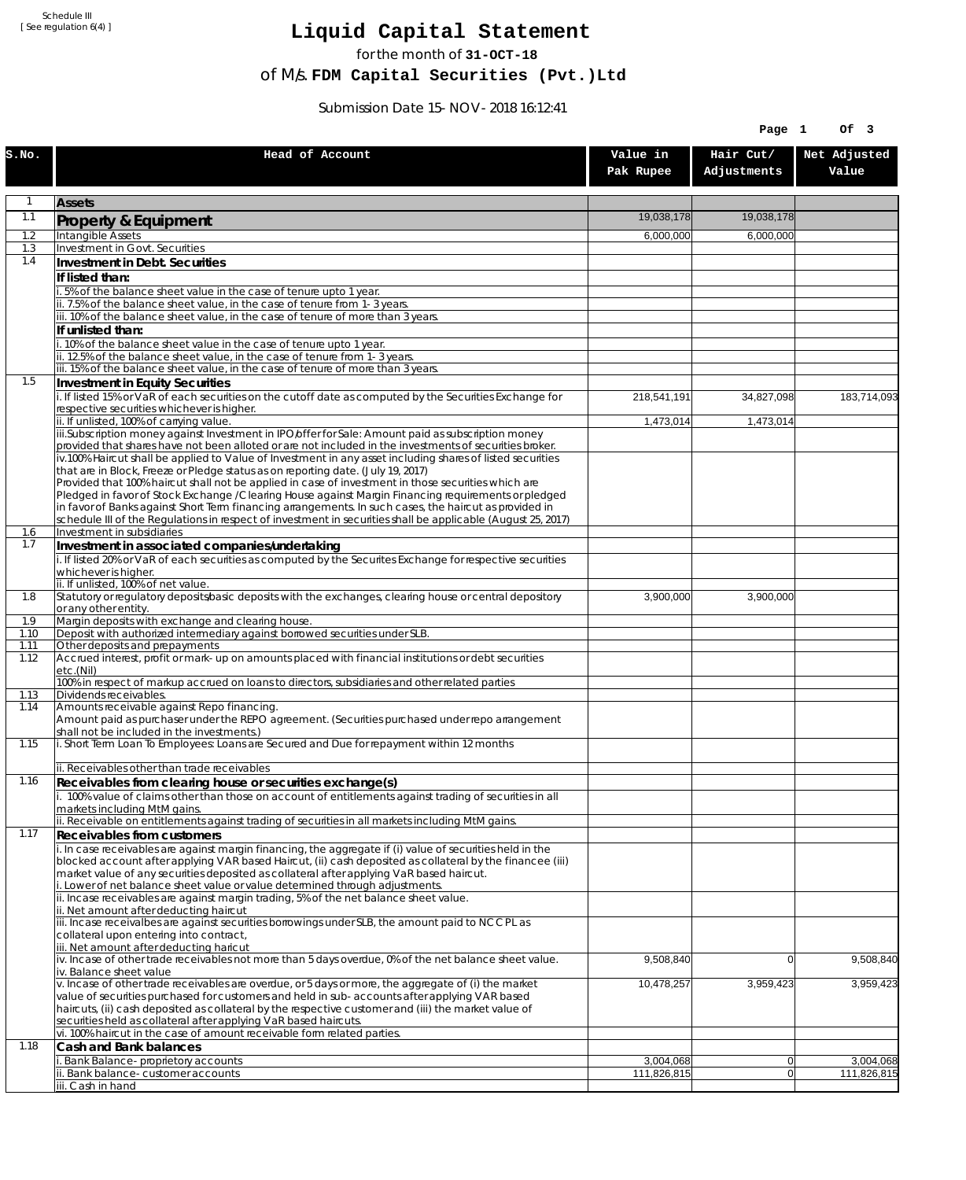Schedule III
[ See regulation 6(4) ]

# Liquid Capital Statement

for the month of **31-OCT-18**

of M/s. **FDM Capital Securities (Pvt.)Ltd**

Submission Date 15-NOV-2018 16:12:41

| S.No. | Head of Account | Value in Pak Rupee | Hair Cut/ Adjustments | Net Adjusted Value |
|---|---|---|---|---|
| 1 | **Assets** | | | |
| 1.1 | **Property & Equipment** | 19,038,178 | 19,038,178 | |
| 1.2 | Intangible Assets | 6,000,000 | 6,000,000 | |
| 1.3 | Investment in Govt. Securities | | | |
| 1.4 | **Investment in Debt. Securities** | | | |
| | **If listed than:** | | | |
| | i. 5% of the balance sheet value in the case of tenure upto 1 year. | | | |
| | ii. 7.5% of the balance sheet value, in the case of tenure from 1-3 years. | | | |
| | iii. 10% of the balance sheet value, in the case of tenure of more than 3 years. | | | |
| | **If unlisted than:** | | | |
| | i. 10% of the balance sheet value in the case of tenure upto 1 year. | | | |
| | ii. 12.5% of the balance sheet value, in the case of tenure from 1-3 years. | | | |
| | iii. 15% of the balance sheet value, in the case of tenure of more than 3 years. | | | |
| 1.5 | **Investment in Equity Securities** | | | |
| | i. If listed 15% or VaR of each securities on the cutoff date as computed by the Securities Exchange for respective securities whichever is higher. | 218,541,191 | 34,827,098 | 183,714,093 |
| | ii. If unlisted, 100% of carrying value. | 1,473,014 | 1,473,014 | |
| | iii.Subscription money against Investment in IPO/offer for Sale: Amount paid as subscription money provided that shares have not been alloted or are not included in the investments of securities broker. | | | |
| | iv.100% Haircut shall be applied to Value of Investment in any asset including shares of listed securities that are in Block, Freeze or Pledge status as on reporting date. (July 19, 2017) Provided that 100% haircut shall not be applied in case of investment in those securities which are Pledged in favor of Stock Exchange / Clearing House against Margin Financing requirements or pledged in favor of Banks against Short Term financing arrangements. In such cases, the haircut as provided in schedule III of the Regulations in respect of investment in securities shall be applicable (August 25, 2017) | | | |
| 1.6 | Investment in subsidiaries | | | |
| 1.7 | **Investment in associated companies/undertaking** | | | |
| | i. If listed 20% or VaR of each securities as computed by the Securites Exchange for respective securities whichever is higher. | | | |
| | ii. If unlisted, 100% of net value. | | | |
| 1.8 | Statutory or regulatory deposits/basic deposits with the exchanges, clearing house or central depository or any other entity. | 3,900,000 | 3,900,000 | |
| 1.9 | Margin deposits with exchange and clearing house. | | | |
| 1.10 | Deposit with authorized intermediary against borrowed securities under SLB. | | | |
| 1.11 | Other deposits and prepayments | | | |
| 1.12 | Accrued interest, profit or mark-up on amounts placed with financial institutions or debt securities etc.(Nil) | | | |
| | 100% in respect of markup accrued on loans to directors, subsidiaries and other related parties | | | |
| 1.13 | Dividends receivables. | | | |
| 1.14 | Amounts receivable against Repo financing. Amount paid as purchaser under the REPO agreement. (Securities purchased under repo arrangement shall not be included in the investments.) | | | |
| 1.15 | i. Short Term Loan To Employees: Loans are Secured and Due for repayment within 12 months | | | |
| | ii. Receivables other than trade receivables | | | |
| 1.16 | **Receivables from clearing house or securities exchange(s)** | | | |
| | i. 100% value of claims other than those on account of entitlements against trading of securities in all markets including MtM gains. | | | |
| | ii. Receivable on entitlements against trading of securities in all markets including MtM gains. | | | |
| 1.17 | **Receivables from customers** | | | |
| | i. In case receivables are against margin financing, the aggregate if (i) value of securities held in the blocked account after applying VAR based Haircut, (ii) cash deposited as collateral by the financee (iii) market value of any securities deposited as collateral after applying VaR based haircut. i. Lower of net balance sheet value or value determined through adjustments. | | | |
| | ii. Incase receivables are against margin trading, 5% of the net balance sheet value. ii. Net amount after deducting haircut | | | |
| | iii. Incase receivalbes are against securities borrowings under SLB, the amount paid to NCCPL as collateral upon entering into contract, iii. Net amount after deducting haricut | | | |
| | iv. Incase of other trade receivables not more than 5 days overdue, 0% of the net balance sheet value. iv. Balance sheet value | 9,508,840 | 0 | 9,508,840 |
| | v. Incase of other trade receivables are overdue, or 5 days or more, the aggregate of (i) the market value of securities purchased for customers and held in sub-accounts after applying VAR based haircuts, (ii) cash deposited as collateral by the respective customer and (iii) the market value of securities held as collateral after applying VaR based haircuts. | 10,478,257 | 3,959,423 | 3,959,423 |
| | vi. 100% haircut in the case of amount receivable form related parties. | | | |
| 1.18 | **Cash and Bank balances** | | | |
| | i. Bank Balance-proprietory accounts | 3,004,068 | 0 | 3,004,068 |
| | ii. Bank balance-customer accounts | 111,826,815 | 0 | 111,826,815 |
| | iii. Cash in hand | | | |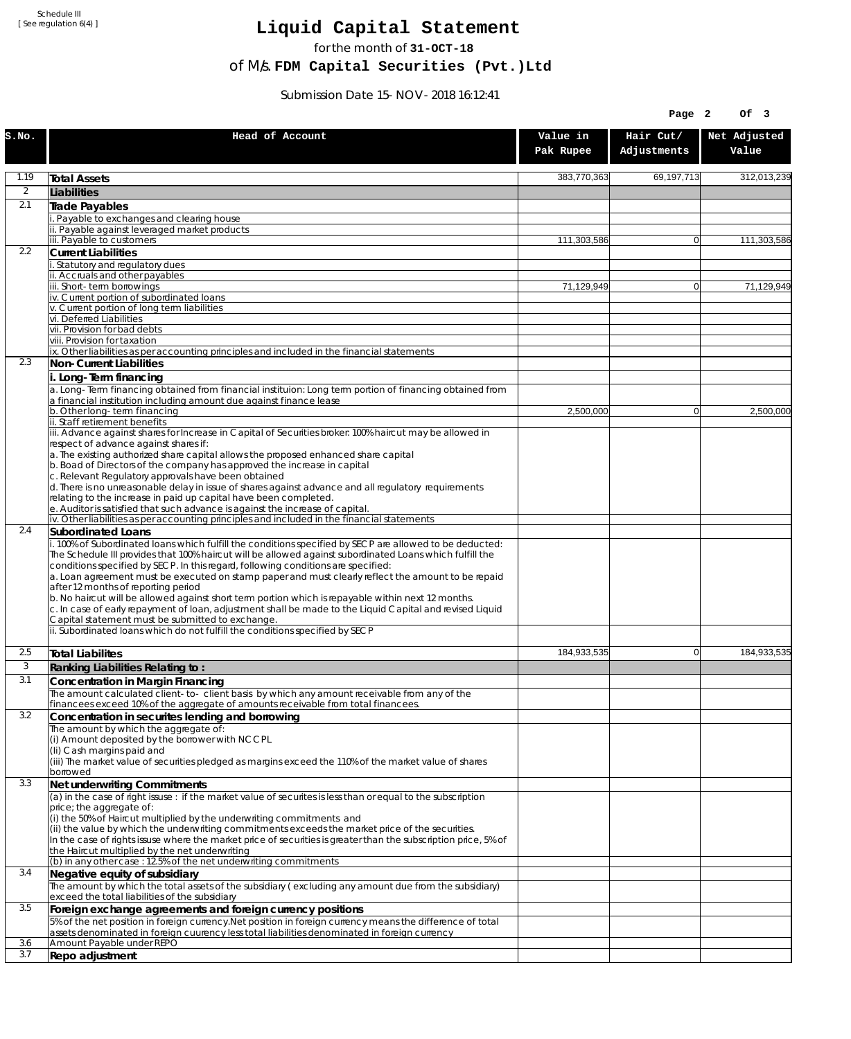Schedule III
[ See regulation 6(4) ]

# Liquid Capital Statement

for the month of **31-OCT-18**

of M/s. **FDM Capital Securities (Pvt.)Ltd**

Submission Date 15-NOV-2018 16:12:41

| S.No. | Head of Account | Value in Pak Rupee | Hair Cut/ Adjustments | Net Adjusted Value |
|---|---|---|---|---|
| 1.19 | **Total Assets** | 383,770,363 | 69,197,713 | 312,013,239 |
| 2 | **Liabilities** | | | |
| 2.1 | **Trade Payables** | | | |
| | i. Payable to exchanges and clearing house | | | |
| | ii. Payable against leveraged market products | | | |
| | iii. Payable to customers | 111,303,586 | 0 | 111,303,586 |
| 2.2 | **Current Liabilities** | | | |
| | i. Statutory and regulatory dues | | | |
| | ii. Accruals and other payables | | | |
| | iii. Short-term borrowings | 71,129,949 | 0 | 71,129,949 |
| | iv. Current portion of subordinated loans | | | |
| | v. Current portion of long term liabilities | | | |
| | vi. Deferred Liabilities | | | |
| | vii. Provision for bad debts | | | |
| | viii. Provision for taxation | | | |
| | ix. Other liabilities as per accounting principles and included in the financial statements | | | |
| 2.3 | **Non-Current Liabilities** | | | |
| | **i. Long-Term financing** | | | |
| | a. Long-Term financing obtained from financial instituion: Long term portion of financing obtained from a financial institution including amount due against finance lease | | | |
| | b. Other long-term financing | 2,500,000 | 0 | 2,500,000 |
| | ii. Staff retirement benefits | | | |
| | iii. Advance against shares for Increase in Capital of Securities broker: 100% haircut may be allowed in respect of advance against shares if:<br>a. The existing authorized share capital allows the proposed enhanced share capital<br>b. Boad of Directors of the company has approved the increase in capital<br>c. Relevant Regulatory approvals have been obtained<br>d. There is no unreasonable delay in issue of shares against advance and all regulatory requirements relating to the increase in paid up capital have been completed.<br>e. Auditor is satisfied that such advance is against the increase of capital. | | | |
| | iv. Other liabilities as per accounting principles and included in the financial statements | | | |
| 2.4 | **Subordinated Loans** | | | |
| | i. 100% of Subordinated loans which fulfill the conditions specified by SECP are allowed to be deducted:<br>The Schedule III provides that 100% haircut will be allowed against subordinated Loans which fulfill the conditions specified by SECP. In this regard, following conditions are specified:<br>a. Loan agreement must be executed on stamp paper and must clearly reflect the amount to be repaid after 12 months of reporting period<br>b. No haircut will be allowed against short term portion which is repayable within next 12 months.<br>c. In case of early repayment of loan, adjustment shall be made to the Liquid Capital and revised Liquid Capital statement must be submitted to exchange. | | | |
| | ii. Subordinated loans which do not fulfill the conditions specified by SECP | | | |
| 2.5 | **Total Liabilites** | 184,933,535 | 0 | 184,933,535 |
| 3 | **Ranking Liabilities Relating to :** | | | |
| 3.1 | **Concentration in Margin Financing** | | | |
| | The amount calculated client-to- client basis by which any amount receivable from any of the financees exceed 10% of the aggregate of amounts receivable from total financees. | | | |
| 3.2 | **Concentration in securites lending and borrowing** | | | |
| | The amount by which the aggregate of:<br>(i) Amount deposited by the borrower with NCCPL<br>(Ii) Cash margins paid and<br>(iii) The market value of securities pledged as margins exceed the 110% of the market value of shares borrowed | | | |
| 3.3 | **Net underwriting Commitments** | | | |
| | (a) in the case of right issuse : if the market value of securites is less than or equal to the subscription price; the aggregate of:<br>(i) the 50% of Haircut multiplied by the underwriting commitments and<br>(ii) the value by which the underwriting commitments exceeds the market price of the securities.<br>In the case of rights issuse where the market price of securities is greater than the subscription price, 5% of the Haircut multiplied by the net underwriting | | | |
| | (b) in any other case : 12.5% of the net underwriting commitments | | | |
| 3.4 | **Negative equity of subsidiary** | | | |
| | The amount by which the total assets of the subsidiary ( excluding any amount due from the subsidiary) exceed the total liabilities of the subsidiary | | | |
| 3.5 | **Foreign exchange agreements and foreign currency positions** | | | |
| | 5% of the net position in foreign currency.Net position in foreign currency means the difference of total assets denominated in foreign cuurency less total liabilities denominated in foreign currency | | | |
| 3.6 | Amount Payable under REPO | | | |
| 3.7 | **Repo adjustment** | | | |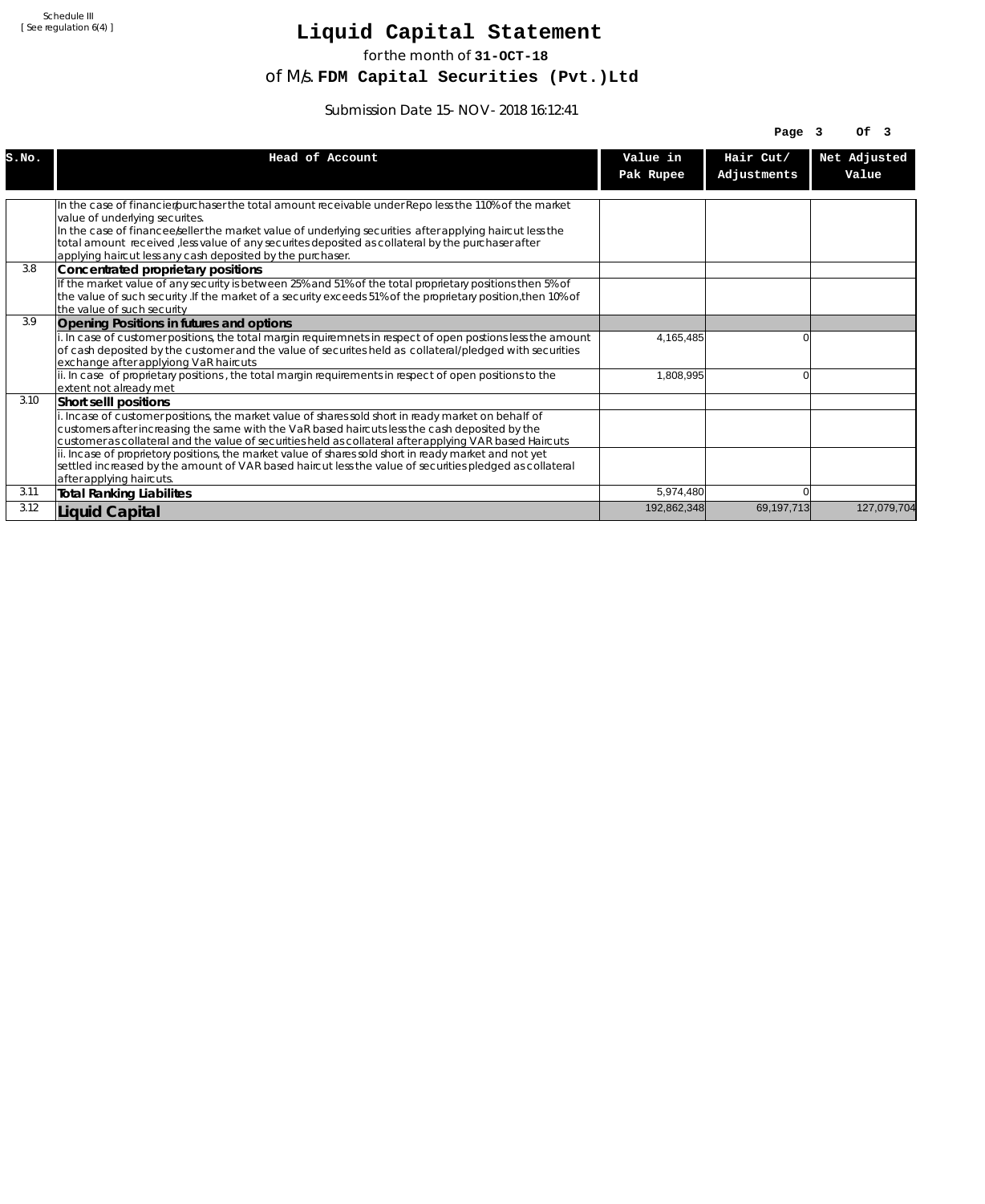Schedule III
[ See regulation 6(4) ]

# Liquid Capital Statement

for the month of **31-OCT-18**

of M/s. **FDM Capital Securities (Pvt.)Ltd**

Submission Date 15-NOV-2018 16:12:41

| S.No. | Head of Account | Value in Pak Rupee | Hair Cut/ Adjustments | Net Adjusted Value |
|---|---|---|---|---|
| | In the case of financier/purchaser the total amount receivable under Repo less the 110% of the market value of underlying securites.<br>In the case of financee/seller the market value of underlying securities after applying haircut less the total amount received ,less value of any securites deposited as collateral by the purchaser after applying haircut less any cash deposited by the purchaser. | | | |
| 3.8 | **Concentrated proprietary positions** | | | |
| | If the market value of any security is between 25% and 51% of the total proprietary positions then 5% of the value of such security .If the market of a security exceeds 51% of the proprietary position,then 10% of the value of such security | | | |
| 3.9 | **Opening Positions in futures and options** | | | |
| | i. In case of customer positions, the total margin requiremnets in respect of open postions less the amount of cash deposited by the customer and the value of securites held as collateral/pledged with securities exchange after applyiong VaR haircuts | 4,165,485 | 0 | |
| | ii. In case of proprietary positions , the total margin requirements in respect of open positions to the extent not already met | 1,808,995 | 0 | |
| 3.10 | **Short selll positions** | | | |
| | i. Incase of customer positions, the market value of shares sold short in ready market on behalf of customers after increasing the same with the VaR based haircuts less the cash deposited by the customer as collateral and the value of securities held as collateral after applying VAR based Haircuts | | | |
| | ii. Incase of proprietory positions, the market value of shares sold short in ready market and not yet settled increased by the amount of VAR based haircut less the value of securities pledged as collateral after applying haircuts. | | | |
| 3.11 | **Total Ranking Liabilites** | 5,974,480 | 0 | |
| 3.12 | **Liquid Capital** | 192,862,348 | 69,197,713 | 127,079,704 |